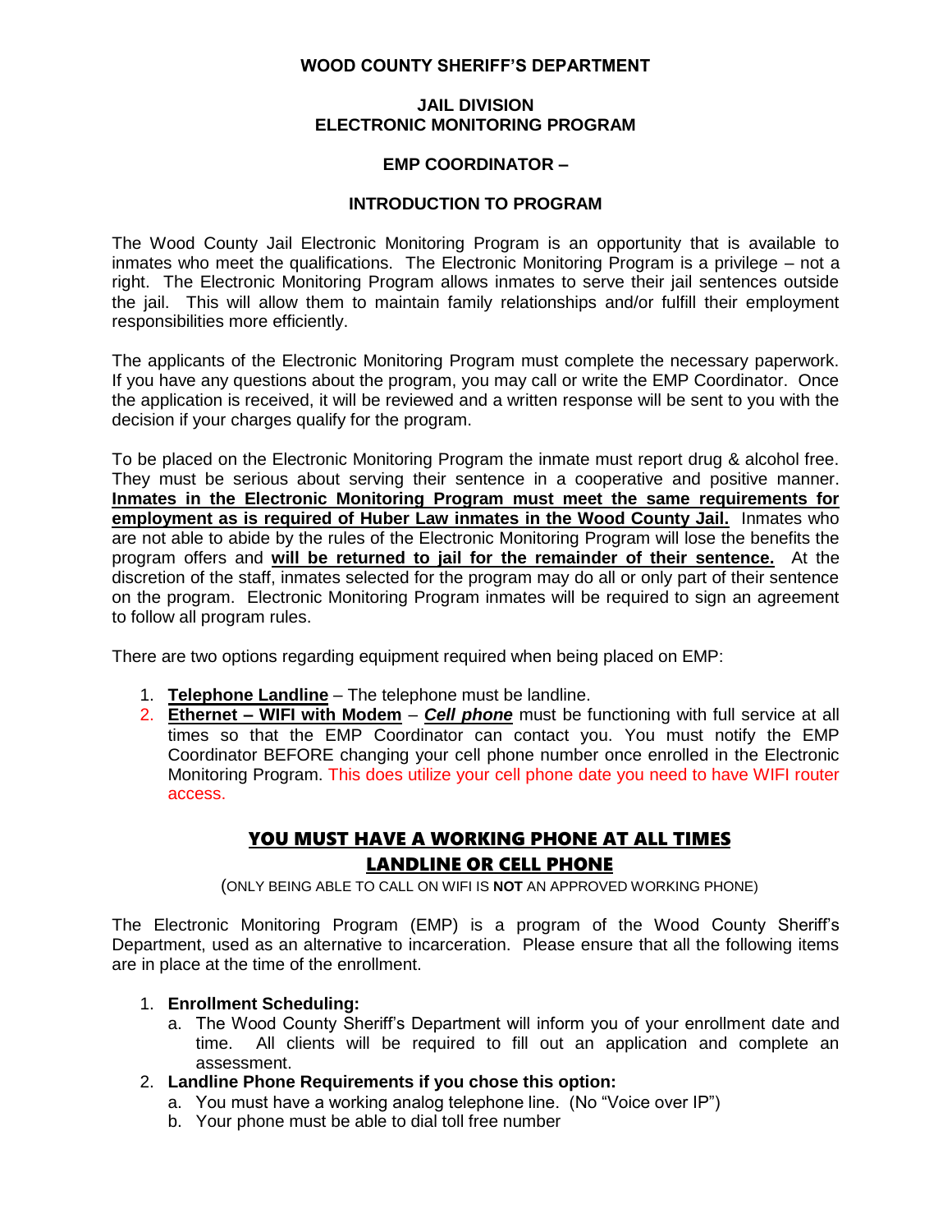# WOOD COUNTY SHERIFF'S DEPARTMENT

## JAIL DIVISION
## ELECTRONIC MONITORING PROGRAM

### EMP COORDINATOR –

### INTRODUCTION TO PROGRAM

The Wood County Jail Electronic Monitoring Program is an opportunity that is available to inmates who meet the qualifications. The Electronic Monitoring Program is a privilege – not a right. The Electronic Monitoring Program allows inmates to serve their jail sentences outside the jail. This will allow them to maintain family relationships and/or fulfill their employment responsibilities more efficiently.

The applicants of the Electronic Monitoring Program must complete the necessary paperwork. If you have any questions about the program, you may call or write the EMP Coordinator. Once the application is received, it will be reviewed and a written response will be sent to you with the decision if your charges qualify for the program.

To be placed on the Electronic Monitoring Program the inmate must report drug & alcohol free. They must be serious about serving their sentence in a cooperative and positive manner. **Inmates in the Electronic Monitoring Program must meet the same requirements for employment as is required of Huber Law inmates in the Wood County Jail.** Inmates who are not able to abide by the rules of the Electronic Monitoring Program will lose the benefits the program offers and **will be returned to jail for the remainder of their sentence.** At the discretion of the staff, inmates selected for the program may do all or only part of their sentence on the program. Electronic Monitoring Program inmates will be required to sign an agreement to follow all program rules.

There are two options regarding equipment required when being placed on EMP:

1. **Telephone Landline** – The telephone must be landline.
2. **Ethernet – WIFI with Modem** – ***Cell phone*** must be functioning with full service at all times so that the EMP Coordinator can contact you. You must notify the EMP Coordinator BEFORE changing your cell phone number once enrolled in the Electronic Monitoring Program. This does utilize your cell phone date you need to have WIFI router access.

## YOU MUST HAVE A WORKING PHONE AT ALL TIMES
## LANDLINE OR CELL PHONE

(ONLY BEING ABLE TO CALL ON WIFI IS **NOT** AN APPROVED WORKING PHONE)

The Electronic Monitoring Program (EMP) is a program of the Wood County Sheriff's Department, used as an alternative to incarceration. Please ensure that all the following items are in place at the time of the enrollment.

1. **Enrollment Scheduling:**
   a. The Wood County Sheriff's Department will inform you of your enrollment date and time. All clients will be required to fill out an application and complete an assessment.
2. **Landline Phone Requirements if you chose this option:**
   a. You must have a working analog telephone line. (No "Voice over IP")
   b. Your phone must be able to dial toll free number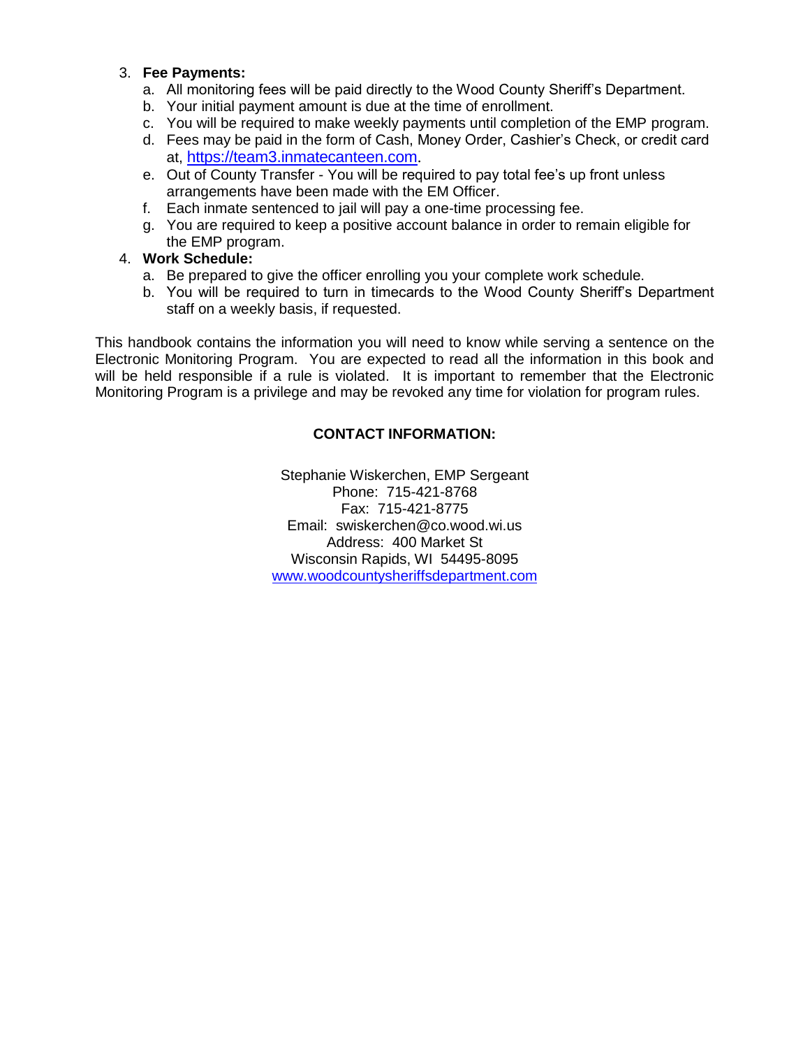3. **Fee Payments:**
    a. All monitoring fees will be paid directly to the Wood County Sheriff's Department.
    b. Your initial payment amount is due at the time of enrollment.
    c. You will be required to make weekly payments until completion of the EMP program.
    d. Fees may be paid in the form of Cash, Money Order, Cashier's Check, or credit card at, https://team3.inmatecanteen.com.
    e. Out of County Transfer - You will be required to pay total fee's up front unless arrangements have been made with the EM Officer.
    f. Each inmate sentenced to jail will pay a one-time processing fee.
    g. You are required to keep a positive account balance in order to remain eligible for the EMP program.
4. **Work Schedule:**
    a. Be prepared to give the officer enrolling you your complete work schedule.
    b. You will be required to turn in timecards to the Wood County Sheriff's Department staff on a weekly basis, if requested.

This handbook contains the information you will need to know while serving a sentence on the Electronic Monitoring Program. You are expected to read all the information in this book and will be held responsible if a rule is violated. It is important to remember that the Electronic Monitoring Program is a privilege and may be revoked any time for violation for program rules.

**CONTACT INFORMATION:**

Stephanie Wiskerchen, EMP Sergeant
Phone: 715-421-8768
Fax: 715-421-8775
Email: swiskerchen@co.wood.wi.us
Address: 400 Market St
Wisconsin Rapids, WI 54495-8095
www.woodcountysheriffsdepartment.com